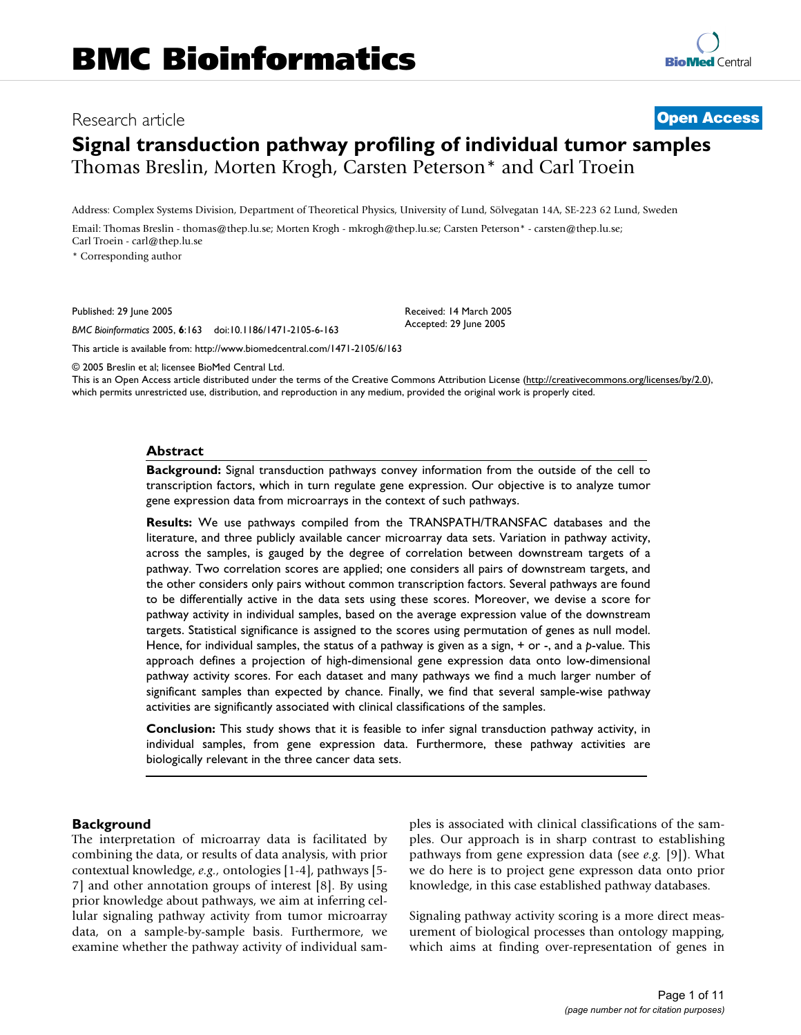# BMC Bioinformatics

Research article

**Open Access**

## Signal transduction pathway profiling of individual tumor samples

Thomas Breslin, Morten Krogh, Carsten Peterson* and Carl Troein

Address: Complex Systems Division, Department of Theoretical Physics, University of Lund, Sölvegatan 14A, SE-223 62 Lund, Sweden

Email: Thomas Breslin - thomas@thep.lu.se; Morten Krogh - mkrogh@thep.lu.se; Carsten Peterson* - carsten@thep.lu.se; Carl Troein - carl@thep.lu.se

* Corresponding author

Published: 29 June 2005

*BMC Bioinformatics* 2005, **6**:163 doi:10.1186/1471-2105-6-163

Received: 14 March 2005
Accepted: 29 June 2005

This article is available from: http://www.biomedcentral.com/1471-2105/6/163

© 2005 Breslin et al; licensee BioMed Central Ltd.
This is an Open Access article distributed under the terms of the Creative Commons Attribution License (http://creativecommons.org/licenses/by/2.0), which permits unrestricted use, distribution, and reproduction in any medium, provided the original work is properly cited.

### Abstract

**Background:** Signal transduction pathways convey information from the outside of the cell to transcription factors, which in turn regulate gene expression. Our objective is to analyze tumor gene expression data from microarrays in the context of such pathways.

**Results:** We use pathways compiled from the TRANSPATH/TRANSFAC databases and the literature, and three publicly available cancer microarray data sets. Variation in pathway activity, across the samples, is gauged by the degree of correlation between downstream targets of a pathway. Two correlation scores are applied; one considers all pairs of downstream targets, and the other considers only pairs without common transcription factors. Several pathways are found to be differentially active in the data sets using these scores. Moreover, we devise a score for pathway activity in individual samples, based on the average expression value of the downstream targets. Statistical significance is assigned to the scores using permutation of genes as null model. Hence, for individual samples, the status of a pathway is given as a sign, + or -, and a *p*-value. This approach defines a projection of high-dimensional gene expression data onto low-dimensional pathway activity scores. For each dataset and many pathways we find a much larger number of significant samples than expected by chance. Finally, we find that several sample-wise pathway activities are significantly associated with clinical classifications of the samples.

**Conclusion:** This study shows that it is feasible to infer signal transduction pathway activity, in individual samples, from gene expression data. Furthermore, these pathway activities are biologically relevant in the three cancer data sets.

### Background

The interpretation of microarray data is facilitated by combining the data, or results of data analysis, with prior contextual knowledge, *e.g.*, ontologies [1-4], pathways [5-7] and other annotation groups of interest [8]. By using prior knowledge about pathways, we aim at inferring cellular signaling pathway activity from tumor microarray data, on a sample-by-sample basis. Furthermore, we examine whether the pathway activity of individual samples is associated with clinical classifications of the samples. Our approach is in sharp contrast to establishing pathways from gene expression data (see *e.g.* [9]). What we do here is to project gene expresson data onto prior knowledge, in this case established pathway databases.

Signaling pathway activity scoring is a more direct measurement of biological processes than ontology mapping, which aims at finding over-representation of genes in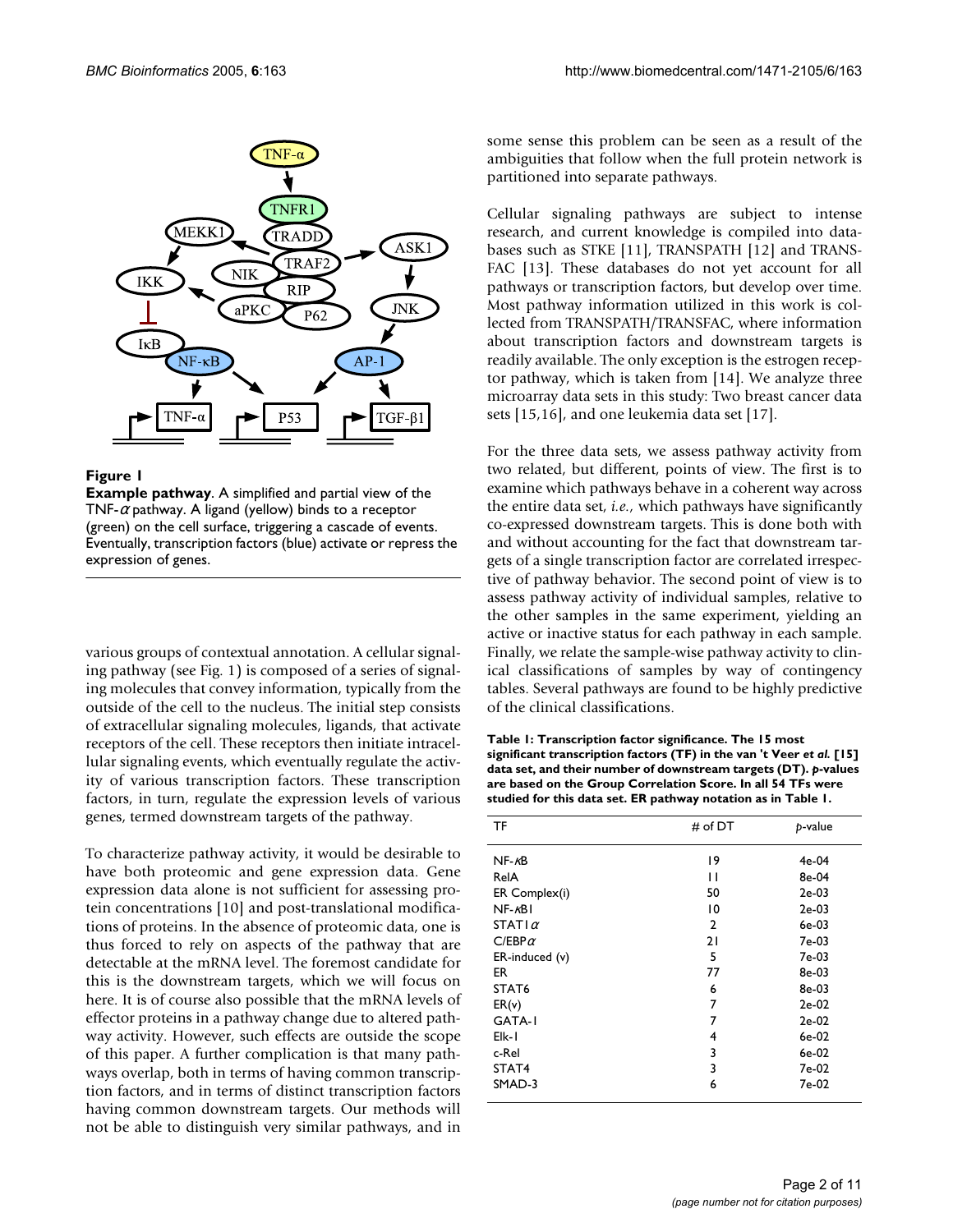**Figure 1**

**Example pathway**. A simplified and partial view of the TNF-$\alpha$ pathway. A ligand (yellow) binds to a receptor (green) on the cell surface, triggering a cascade of events. Eventually, transcription factors (blue) activate or repress the expression of genes.

various groups of contextual annotation. A cellular signaling pathway (see Fig. 1) is composed of a series of signaling molecules that convey information, typically from the outside of the cell to the nucleus. The initial step consists of extracellular signaling molecules, ligands, that activate receptors of the cell. These receptors then initiate intracellular signaling events, which eventually regulate the activity of various transcription factors. These transcription factors, in turn, regulate the expression levels of various genes, termed downstream targets of the pathway.

To characterize pathway activity, it would be desirable to have both proteomic and gene expression data. Gene expression data alone is not sufficient for assessing protein concentrations [10] and post-translational modifications of proteins. In the absence of proteomic data, one is thus forced to rely on aspects of the pathway that are detectable at the mRNA level. The foremost candidate for this is the downstream targets, which we will focus on here. It is of course also possible that the mRNA levels of effector proteins in a pathway change due to altered pathway activity. However, such effects are outside the scope of this paper. A further complication is that many pathways overlap, both in terms of having common transcription factors, and in terms of distinct transcription factors having common downstream targets. Our methods will not be able to distinguish very similar pathways, and in some sense this problem can be seen as a result of the ambiguities that follow when the full protein network is partitioned into separate pathways.

Cellular signaling pathways are subject to intense research, and current knowledge is compiled into databases such as STKE [11], TRANSPATH [12] and TRANSFAC [13]. These databases do not yet account for all pathways or transcription factors, but develop over time. Most pathway information utilized in this work is collected from TRANSPATH/TRANSFAC, where information about transcription factors and downstream targets is readily available. The only exception is the estrogen receptor pathway, which is taken from [14]. We analyze three microarray data sets in this study: Two breast cancer data sets [15,16], and one leukemia data set [17].

For the three data sets, we assess pathway activity from two related, but different, points of view. The first is to examine which pathways behave in a coherent way across the entire data set, *i.e.*, which pathways have significantly co-expressed downstream targets. This is done both with and without accounting for the fact that downstream targets of a single transcription factor are correlated irrespective of pathway behavior. The second point of view is to assess pathway activity of individual samples, relative to the other samples in the same experiment, yielding an active or inactive status for each pathway in each sample. Finally, we relate the sample-wise pathway activity to clinical classifications of samples by way of contingency tables. Several pathways are found to be highly predictive of the clinical classifications.

**Table 1: Transcription factor significance. The 15 most significant transcription factors (TF) in the van 't Veer *et al.* [15] data set, and their number of downstream targets (DT). *p*-values are based on the Group Correlation Score. In all 54 TFs were studied for this data set. ER pathway notation as in Table 1.**

| TF | # of DT | *p*-value |
|---|---|---|
| NF-$\kappa$B | 19 | 4e-04 |
| RelA | 11 | 8e-04 |
| ER Complex(i) | 50 | 2e-03 |
| NF-$\kappa$B1 | 10 | 2e-03 |
| STAT1$\alpha$ | 2 | 6e-03 |
| C/EBP$\alpha$ | 21 | 7e-03 |
| ER-induced (v) | 5 | 7e-03 |
| ER | 77 | 8e-03 |
| STAT6 | 6 | 8e-03 |
| ER(v) | 7 | 2e-02 |
| GATA-1 | 7 | 2e-02 |
| Elk-1 | 4 | 6e-02 |
| c-Rel | 3 | 6e-02 |
| STAT4 | 3 | 7e-02 |
| SMAD-3 | 6 | 7e-02 |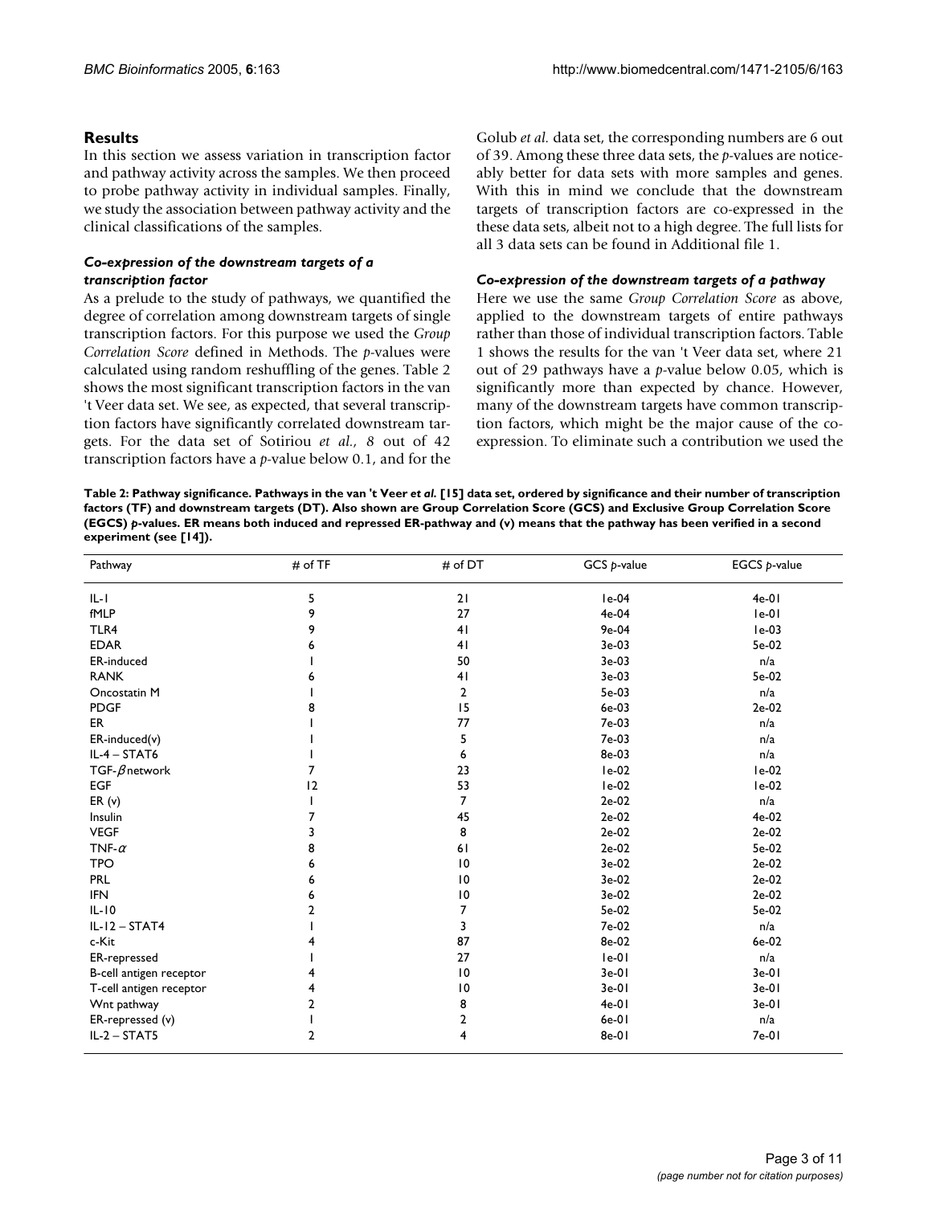## Results

In this section we assess variation in transcription factor and pathway activity across the samples. We then proceed to probe pathway activity in individual samples. Finally, we study the association between pathway activity and the clinical classifications of the samples.

### *Co-expression of the downstream targets of a transcription factor*

As a prelude to the study of pathways, we quantified the degree of correlation among downstream targets of single transcription factors. For this purpose we used the *Group Correlation Score* defined in Methods. The *p*-values were calculated using random reshuffling of the genes. Table 2 shows the most significant transcription factors in the van 't Veer data set. We see, as expected, that several transcription factors have significantly correlated downstream targets. For the data set of Sotiriou *et al.*, *8* out of 42 transcription factors have a *p*-value below 0.1, and for the Golub *et al.* data set, the corresponding numbers are 6 out of 39. Among these three data sets, the *p*-values are noticeably better for data sets with more samples and genes. With this in mind we conclude that the downstream targets of transcription factors are co-expressed in the these data sets, albeit not to a high degree. The full lists for all 3 data sets can be found in Additional file 1.

### *Co-expression of the downstream targets of a pathway*

Here we use the same *Group Correlation Score* as above, applied to the downstream targets of entire pathways rather than those of individual transcription factors. Table 1 shows the results for the van 't Veer data set, where 21 out of 29 pathways have a *p*-value below 0.05, which is significantly more than expected by chance. However, many of the downstream targets have common transcription factors, which might be the major cause of the co-expression. To eliminate such a contribution we used the

**Table 2: Pathway significance. Pathways in the van 't Veer *et al.* [15] data set, ordered by significance and their number of transcription factors (TF) and downstream targets (DT). Also shown are Group Correlation Score (GCS) and Exclusive Group Correlation Score (EGCS) *p*-values. ER means both induced and repressed ER-pathway and (v) means that the pathway has been verified in a second experiment (see [14]).**

| Pathway | # of TF | # of DT | GCS *p*-value | EGCS *p*-value |
|---|---|---|---|---|
| IL-1 | 5 | 21 | 1e-04 | 4e-01 |
| fMLP | 9 | 27 | 4e-04 | 1e-01 |
| TLR4 | 9 | 41 | 9e-04 | 1e-03 |
| EDAR | 6 | 41 | 3e-03 | 5e-02 |
| ER-induced | 1 | 50 | 3e-03 | n/a |
| RANK | 6 | 41 | 3e-03 | 5e-02 |
| Oncostatin M | 1 | 2 | 5e-03 | n/a |
| PDGF | 8 | 15 | 6e-03 | 2e-02 |
| ER | 1 | 77 | 7e-03 | n/a |
| ER-induced(v) | 1 | 5 | 7e-03 | n/a |
| IL-4 – STAT6 | 1 | 6 | 8e-03 | n/a |
| TGF-$\beta$network | 7 | 23 | 1e-02 | 1e-02 |
| EGF | 12 | 53 | 1e-02 | 1e-02 |
| ER (v) | 1 | 7 | 2e-02 | n/a |
| Insulin | 7 | 45 | 2e-02 | 4e-02 |
| VEGF | 3 | 8 | 2e-02 | 2e-02 |
| TNF-$\alpha$ | 8 | 61 | 2e-02 | 5e-02 |
| TPO | 6 | 10 | 3e-02 | 2e-02 |
| PRL | 6 | 10 | 3e-02 | 2e-02 |
| IFN | 6 | 10 | 3e-02 | 2e-02 |
| IL-10 | 2 | 7 | 5e-02 | 5e-02 |
| IL-12 – STAT4 | 1 | 3 | 7e-02 | n/a |
| c-Kit | 4 | 87 | 8e-02 | 6e-02 |
| ER-repressed | 1 | 27 | 1e-01 | n/a |
| B-cell antigen receptor | 4 | 10 | 3e-01 | 3e-01 |
| T-cell antigen receptor | 4 | 10 | 3e-01 | 3e-01 |
| Wnt pathway | 2 | 8 | 4e-01 | 3e-01 |
| ER-repressed (v) | 1 | 2 | 6e-01 | n/a |
| IL-2 – STAT5 | 2 | 4 | 8e-01 | 7e-01 |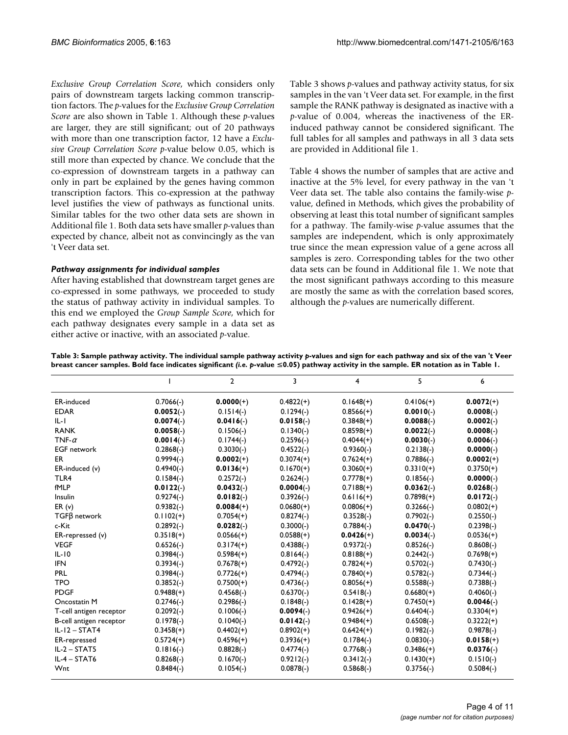*Exclusive Group Correlation Score*, which considers only pairs of downstream targets lacking common transcription factors. The *p*-values for the *Exclusive Group Correlation Score* are also shown in Table 1. Although these *p*-values are larger, they are still significant; out of 20 pathways with more than one transcription factor, 12 have a *Exclusive Group Correlation Score p*-value below 0.05, which is still more than expected by chance. We conclude that the co-expression of downstream targets in a pathway can only in part be explained by the genes having common transcription factors. This co-expression at the pathway level justifies the view of pathways as functional units. Similar tables for the two other data sets are shown in Additional file 1. Both data sets have smaller *p*-values than expected by chance, albeit not as convincingly as the van 't Veer data set.

### *Pathway assignments for individual samples*

After having established that downstream target genes are co-expressed in some pathways, we proceeded to study the status of pathway activity in individual samples. To this end we employed the *Group Sample Score*, which for each pathway designates every sample in a data set as either active or inactive, with an associated *p*-value.

Table 3 shows *p*-values and pathway activity status, for six samples in the van 't Veer data set. For example, in the first sample the RANK pathway is designated as inactive with a *p*-value of 0.004, whereas the inactiveness of the ER-induced pathway cannot be considered significant. The full tables for all samples and pathways in all 3 data sets are provided in Additional file 1.

Table 4 shows the number of samples that are active and inactive at the 5% level, for every pathway in the van 't Veer data set. The table also contains the family-wise *p*-value, defined in Methods, which gives the probability of observing at least this total number of significant samples for a pathway. The family-wise *p*-value assumes that the samples are independent, which is only approximately true since the mean expression value of a gene across all samples is zero. Corresponding tables for the two other data sets can be found in Additional file 1. We note that the most significant pathways according to this measure are mostly the same as with the correlation based scores, although the *p*-values are numerically different.

**Table 3: Sample pathway activity. The individual sample pathway activity *p*-values and sign for each pathway and six of the van 't Veer breast cancer samples. Bold face indicates significant (*i.e. p*-value ≤0.05) pathway activity in the sample. ER notation as in Table 1.**

| | 1 | 2 | 3 | 4 | 5 | 6 |
|---|---|---|---|---|---|---|
| ER-induced | 0.7066(-) | **0.0000**(+) | 0.4822(+) | 0.1648(+) | 0.4106(+) | **0.0072**(+) |
| EDAR | **0.0052**(-) | 0.1514(-) | 0.1294(-) | 0.8566(+) | **0.0010**(-) | **0.0008**(-) |
| IL-1 | **0.0074**(-) | **0.0416**(-) | **0.0158**(-) | 0.3848(+) | **0.0088**(-) | **0.0002**(-) |
| RANK | **0.0058**(-) | 0.1506(-) | 0.1340(-) | 0.8598(+) | **0.0022**(-) | **0.0008**(-) |
| TNF-$\alpha$ | **0.0014**(-) | 0.1744(-) | 0.2596(-) | 0.4044(+) | **0.0030**(-) | **0.0006**(-) |
| EGF network | 0.2868(-) | 0.3030(-) | 0.4522(-) | 0.9360(-) | 0.2138(-) | **0.0000**(-) |
| ER | 0.9994(-) | **0.0002**(+) | 0.3074(+) | 0.7624(+) | 0.7886(-) | **0.0002**(+) |
| ER-induced (v) | 0.4940(-) | **0.0136**(+) | 0.1670(+) | 0.3060(+) | 0.3310(+) | 0.3750(+) |
| TLR4 | 0.1584(-) | 0.2572(-) | 0.2624(-) | 0.7778(+) | 0.1856(-) | **0.0000**(-) |
| fMLP | **0.0122**(-) | **0.0432**(-) | **0.0004**(-) | 0.7188(+) | **0.0362**(-) | **0.0268**(-) |
| Insulin | 0.9274(-) | **0.0182**(-) | 0.3926(-) | 0.6116(+) | 0.7898(+) | **0.0172**(-) |
| ER (v) | 0.9382(-) | **0.0084**(+) | 0.0680(+) | 0.0806(+) | 0.3266(-) | 0.0802(+) |
| TGFβ network | 0.1102(+) | 0.7054(+) | 0.8274(-) | 0.3528(-) | 0.7902(-) | 0.2550(-) |
| c-Kit | 0.2892(-) | **0.0282**(-) | 0.3000(-) | 0.7884(-) | **0.0470**(-) | 0.2398(-) |
| ER-repressed (v) | 0.3518(+) | 0.0566(+) | 0.0588(+) | **0.0426**(+) | **0.0034**(-) | 0.0536(+) |
| VEGF | 0.6526(-) | 0.3174(+) | 0.4388(-) | 0.9372(-) | 0.8526(-) | 0.8608(-) |
| IL-10 | 0.3984(-) | 0.5984(+) | 0.8164(-) | 0.8188(+) | 0.2442(-) | 0.7698(+) |
| IFN | 0.3934(-) | 0.7678(+) | 0.4792(-) | 0.7824(+) | 0.5702(-) | 0.7430(-) |
| PRL | 0.3984(-) | 0.7726(+) | 0.4794(-) | 0.7840(+) | 0.5782(-) | 0.7344(-) |
| TPO | 0.3852(-) | 0.7500(+) | 0.4736(-) | 0.8056(+) | 0.5588(-) | 0.7388(-) |
| PDGF | 0.9488(+) | 0.4568(-) | 0.6370(-) | 0.5418(-) | 0.6680(+) | 0.4060(-) |
| Oncostatin M | 0.2746(-) | 0.2986(-) | 0.1848(-) | 0.1428(+) | 0.7450(+) | **0.0046**(-) |
| T-cell antigen receptor | 0.2092(-) | 0.1006(-) | **0.0094**(-) | 0.9426(+) | 0.6404(-) | 0.3304(+) |
| B-cell antigen receptor | 0.1978(-) | 0.1040(-) | **0.0142**(-) | 0.9484(+) | 0.6508(-) | 0.3222(+) |
| IL-12 – STAT4 | 0.3458(+) | 0.4402(+) | 0.8902(+) | 0.6424(+) | 0.1982(-) | 0.9878(-) |
| ER-repressed | 0.5724(+) | 0.4596(+) | 0.3936(+) | 0.1784(-) | 0.0830(-) | **0.0158**(+) |
| IL-2 – STAT5 | 0.1816(-) | 0.8828(-) | 0.4774(-) | 0.7768(-) | 0.3486(+) | **0.0376**(-) |
| IL-4 – STAT6 | 0.8268(-) | 0.1670(-) | 0.9212(-) | 0.3412(-) | 0.1430(+) | 0.1510(-) |
| Wnt | 0.8484(-) | 0.1054(-) | 0.0878(-) | 0.5868(-) | 0.3756(-) | 0.5084(-) |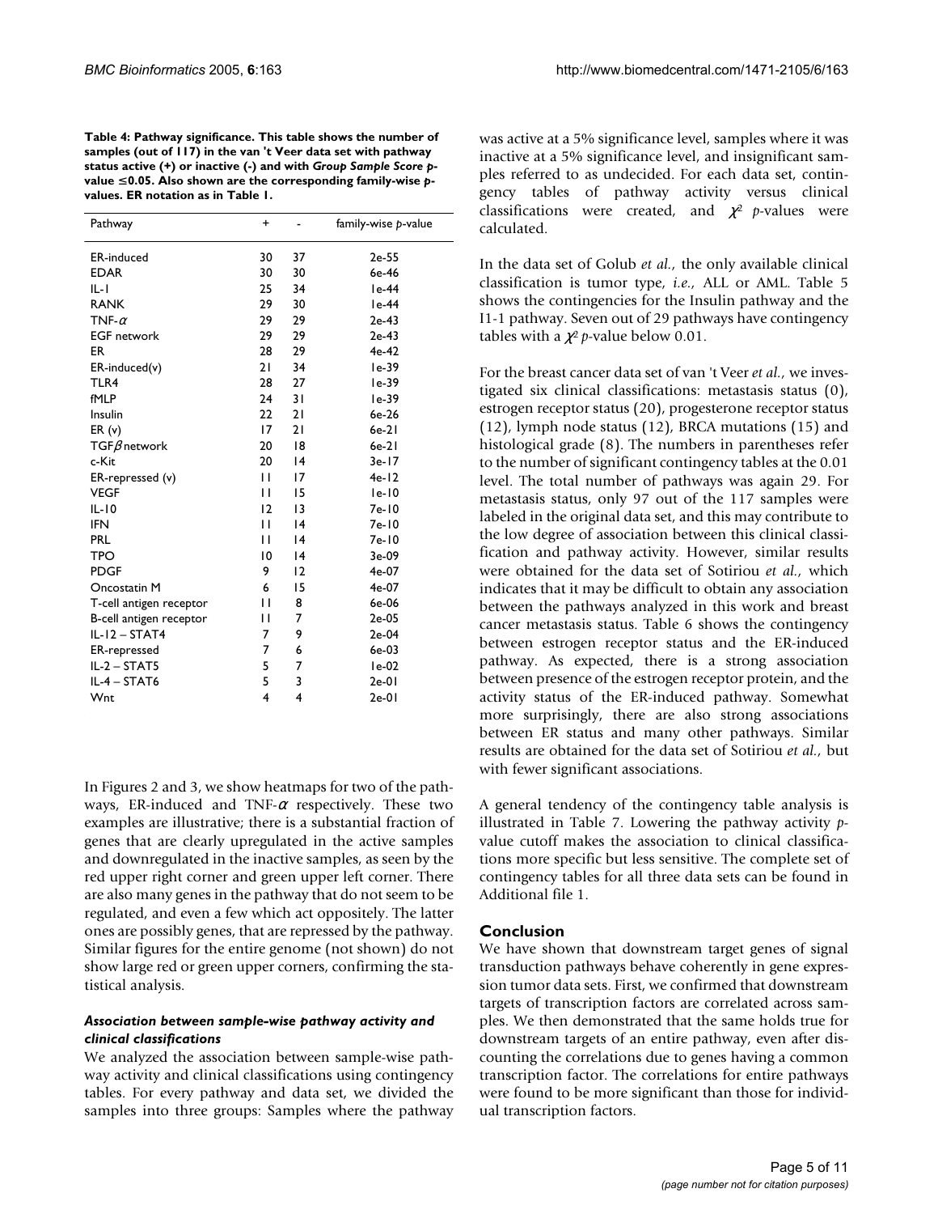**Table 4: Pathway significance. This table shows the number of samples (out of 117) in the van 't Veer data set with pathway status active (+) or inactive (-) and with *Group Sample Score p*-value ≤0.05. Also shown are the corresponding family-wise *p*-values. ER notation as in Table 1.**

| Pathway | + | - | family-wise *p*-value |
| --- | --- | --- | --- |
| ER-induced | 30 | 37 | 2e-55 |
| EDAR | 30 | 30 | 6e-46 |
| IL-1 | 25 | 34 | 1e-44 |
| RANK | 29 | 30 | 1e-44 |
| TNF-$\alpha$ | 29 | 29 | 2e-43 |
| EGF network | 29 | 29 | 2e-43 |
| ER | 28 | 29 | 4e-42 |
| ER-induced(v) | 21 | 34 | 1e-39 |
| TLR4 | 28 | 27 | 1e-39 |
| fMLP | 24 | 31 | 1e-39 |
| Insulin | 22 | 21 | 6e-26 |
| ER (v) | 17 | 21 | 6e-21 |
| TGF$\beta$ network | 20 | 18 | 6e-21 |
| c-Kit | 20 | 14 | 3e-17 |
| ER-repressed (v) | 11 | 17 | 4e-12 |
| VEGF | 11 | 15 | 1e-10 |
| IL-10 | 12 | 13 | 7e-10 |
| IFN | 11 | 14 | 7e-10 |
| PRL | 11 | 14 | 7e-10 |
| TPO | 10 | 14 | 3e-09 |
| PDGF | 9 | 12 | 4e-07 |
| Oncostatin M | 6 | 15 | 4e-07 |
| T-cell antigen receptor | 11 | 8 | 6e-06 |
| B-cell antigen receptor | 11 | 7 | 2e-05 |
| IL-12 – STAT4 | 7 | 9 | 2e-04 |
| ER-repressed | 7 | 6 | 6e-03 |
| IL-2 – STAT5 | 5 | 7 | 1e-02 |
| IL-4 – STAT6 | 5 | 3 | 2e-01 |
| Wnt | 4 | 4 | 2e-01 |

In Figures 2 and 3, we show heatmaps for two of the pathways, ER-induced and TNF-$\alpha$ respectively. These two examples are illustrative; there is a substantial fraction of genes that are clearly upregulated in the active samples and downregulated in the inactive samples, as seen by the red upper right corner and green upper left corner. There are also many genes in the pathway that do not seem to be regulated, and even a few which act oppositely. The latter ones are possibly genes, that are repressed by the pathway. Similar figures for the entire genome (not shown) do not show large red or green upper corners, confirming the statistical analysis.

### *Association between sample-wise pathway activity and clinical classifications*

We analyzed the association between sample-wise pathway activity and clinical classifications using contingency tables. For every pathway and data set, we divided the samples into three groups: Samples where the pathway was active at a 5% significance level, samples where it was inactive at a 5% significance level, and insignificant samples referred to as undecided. For each data set, contingency tables of pathway activity versus clinical classifications were created, and $\chi^2$ *p*-values were calculated.

In the data set of Golub *et al.*, the only available clinical classification is tumor type, *i.e.*, ALL or AML. Table 5 shows the contingencies for the Insulin pathway and the I1-1 pathway. Seven out of 29 pathways have contingency tables with a $\chi^2$ *p*-value below 0.01.

For the breast cancer data set of van 't Veer *et al.*, we investigated six clinical classifications: metastasis status (0), estrogen receptor status (20), progesterone receptor status (12), lymph node status (12), BRCA mutations (15) and histological grade (8). The numbers in parentheses refer to the number of significant contingency tables at the 0.01 level. The total number of pathways was again 29. For metastasis status, only 97 out of the 117 samples were labeled in the original data set, and this may contribute to the low degree of association between this clinical classification and pathway activity. However, similar results were obtained for the data set of Sotiriou *et al.*, which indicates that it may be difficult to obtain any association between the pathways analyzed in this work and breast cancer metastasis status. Table 6 shows the contingency between estrogen receptor status and the ER-induced pathway. As expected, there is a strong association between presence of the estrogen receptor protein, and the activity status of the ER-induced pathway. Somewhat more surprisingly, there are also strong associations between ER status and many other pathways. Similar results are obtained for the data set of Sotiriou *et al.*, but with fewer significant associations.

A general tendency of the contingency table analysis is illustrated in Table 7. Lowering the pathway activity *p*-value cutoff makes the association to clinical classifications more specific but less sensitive. The complete set of contingency tables for all three data sets can be found in Additional file 1.

## Conclusion

We have shown that downstream target genes of signal transduction pathways behave coherently in gene expression tumor data sets. First, we confirmed that downstream targets of transcription factors are correlated across samples. We then demonstrated that the same holds true for downstream targets of an entire pathway, even after discounting the correlations due to genes having a common transcription factor. The correlations for entire pathways were found to be more significant than those for individual transcription factors.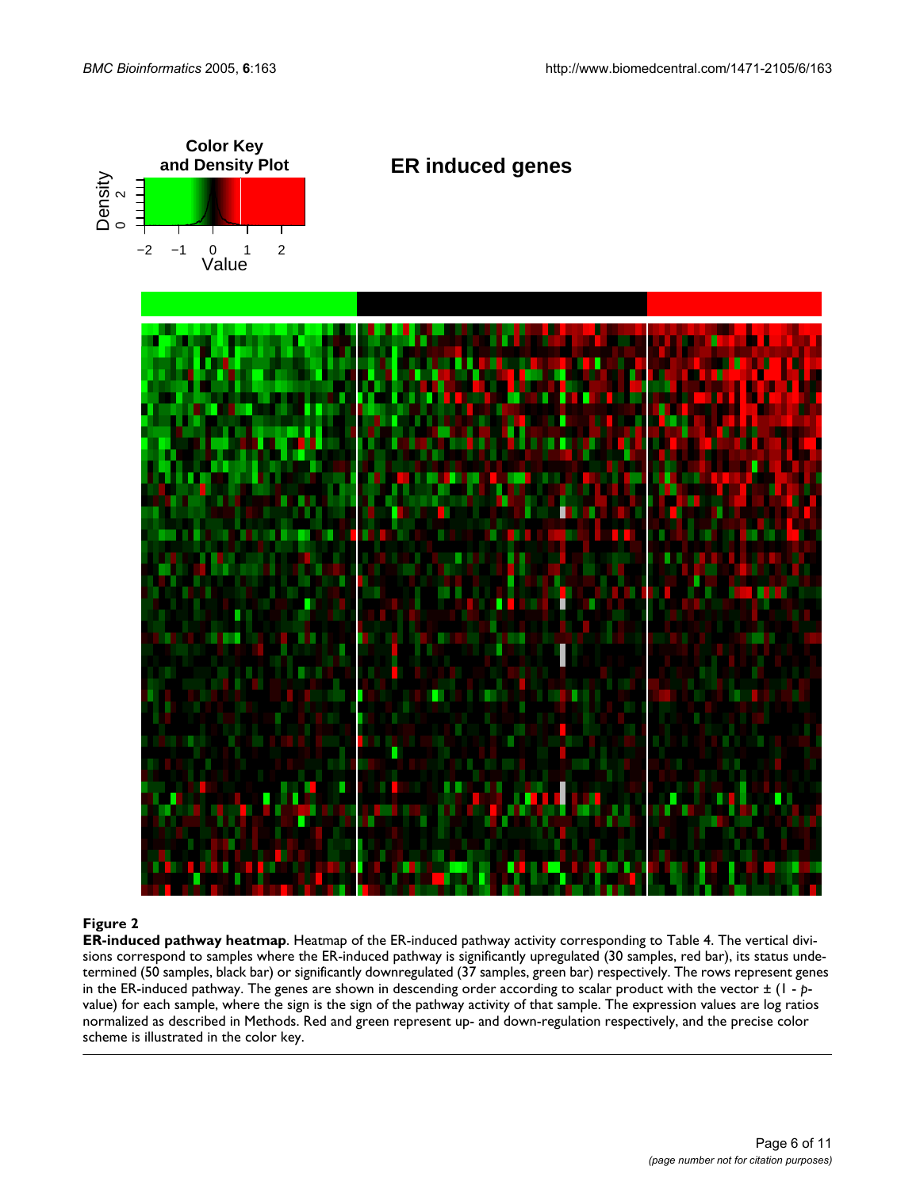**Figure 2**

**ER-induced pathway heatmap**. Heatmap of the ER-induced pathway activity corresponding to Table 4. The vertical divisions correspond to samples where the ER-induced pathway is significantly upregulated (30 samples, red bar), its status undetermined (50 samples, black bar) or significantly downregulated (37 samples, green bar) respectively. The rows represent genes in the ER-induced pathway. The genes are shown in descending order according to scalar product with the vector ± (1 - *p*-value) for each sample, where the sign is the sign of the pathway activity of that sample. The expression values are log ratios normalized as described in Methods. Red and green represent up- and down-regulation respectively, and the precise color scheme is illustrated in the color key.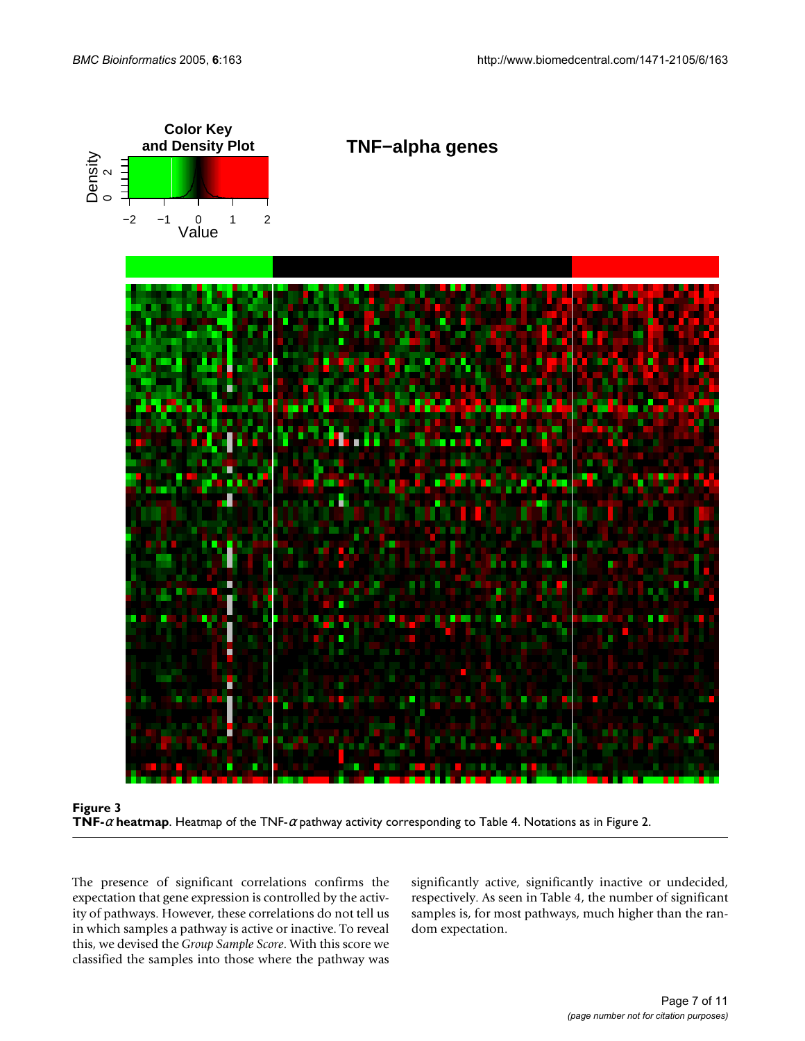**Figure 3**

**TNF-$\alpha$ heatmap**. Heatmap of the TNF-$\alpha$ pathway activity corresponding to Table 4. Notations as in Figure 2.

The presence of significant correlations confirms the expectation that gene expression is controlled by the activity of pathways. However, these correlations do not tell us in which samples a pathway is active or inactive. To reveal this, we devised the *Group Sample Score*. With this score we classified the samples into those where the pathway was significantly active, significantly inactive or undecided, respectively. As seen in Table 4, the number of significant samples is, for most pathways, much higher than the random expectation.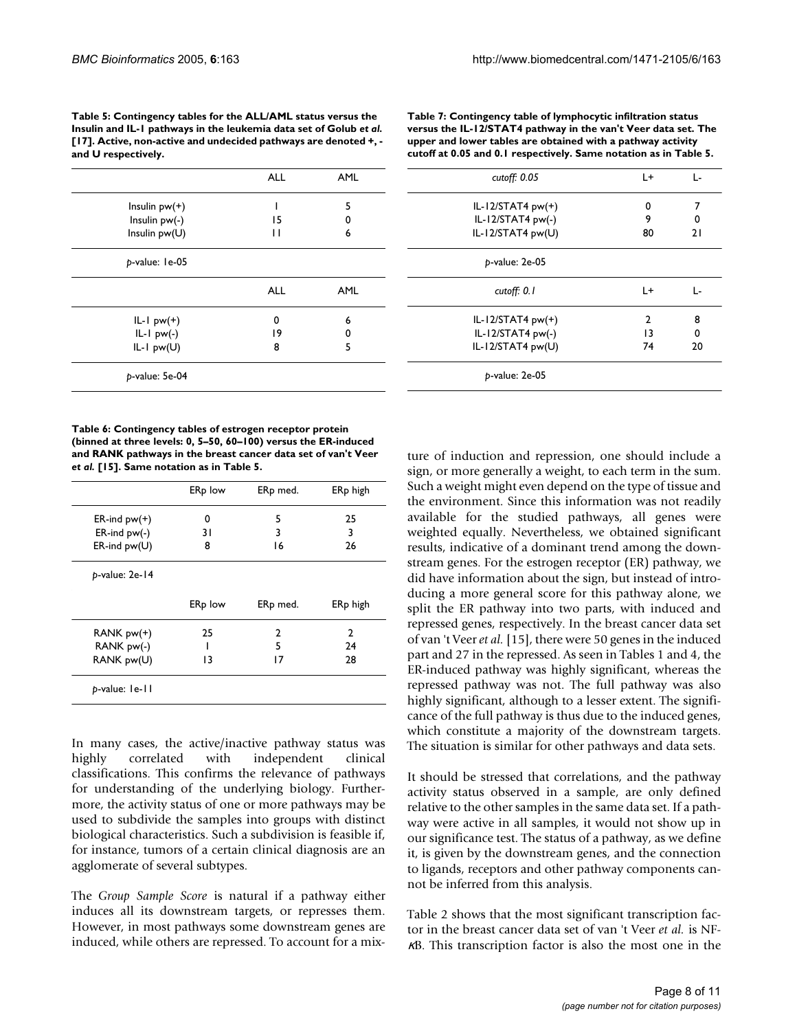**Table 5: Contingency tables for the ALL/AML status versus the Insulin and IL-1 pathways in the leukemia data set of Golub *et al.* [17]. Active, non-active and undecided pathways are denoted +, - and U respectively.**

| | ALL | AML |
|---|---|---|
| Insulin pw(+) | 1 | 5 |
| Insulin pw(-) | 15 | 0 |
| Insulin pw(U) | 11 | 6 |
| *p*-value: 1e-05 | | |

| | ALL | AML |
|---|---|---|
| IL-1 pw(+) | 0 | 6 |
| IL-1 pw(-) | 19 | 0 |
| IL-1 pw(U) | 8 | 5 |
| *p*-value: 5e-04 | | |

**Table 6: Contingency tables of estrogen receptor protein (binned at three levels: 0, 5–50, 60–100) versus the ER-induced and RANK pathways in the breast cancer data set of van't Veer *et al.* [15]. Same notation as in Table 5.**

| | ERp low | ERp med. | ERp high |
|---|---|---|---|
| ER-ind pw(+) | 0 | 5 | 25 |
| ER-ind pw(-) | 31 | 3 | 3 |
| ER-ind pw(U) | 8 | 16 | 26 |
| *p*-value: 2e-14 | | | |

| | ERp low | ERp med. | ERp high |
|---|---|---|---|
| RANK pw(+) | 25 | 2 | 2 |
| RANK pw(-) | 1 | 5 | 24 |
| RANK pw(U) | 13 | 17 | 28 |
| *p*-value: 1e-11 | | | |

In many cases, the active/inactive pathway status was highly correlated with independent clinical classifications. This confirms the relevance of pathways for understanding of the underlying biology. Furthermore, the activity status of one or more pathways may be used to subdivide the samples into groups with distinct biological characteristics. Such a subdivision is feasible if, for instance, tumors of a certain clinical diagnosis are an agglomerate of several subtypes.

The *Group Sample Score* is natural if a pathway either induces all its downstream targets, or represses them. However, in most pathways some downstream genes are induced, while others are repressed. To account for a mixture of induction and repression, one should include a sign, or more generally a weight, to each term in the sum. Such a weight might even depend on the type of tissue and the environment. Since this information was not readily available for the studied pathways, all genes were weighted equally. Nevertheless, we obtained significant results, indicative of a dominant trend among the downstream genes. For the estrogen receptor (ER) pathway, we did have information about the sign, but instead of introducing a more general score for this pathway alone, we split the ER pathway into two parts, with induced and repressed genes, respectively. In the breast cancer data set of van 't Veer *et al.* [15], there were 50 genes in the induced part and 27 in the repressed. As seen in Tables 1 and 4, the ER-induced pathway was highly significant, whereas the repressed pathway was not. The full pathway was also highly significant, although to a lesser extent. The significance of the full pathway is thus due to the induced genes, which constitute a majority of the downstream targets. The situation is similar for other pathways and data sets.

**Table 7: Contingency table of lymphocytic infiltration status versus the IL-12/STAT4 pathway in the van't Veer data set. The upper and lower tables are obtained with a pathway activity cutoff at 0.05 and 0.1 respectively. Same notation as in Table 5.**

| *cutoff: 0.05* | L+ | L- |
|---|---|---|
| IL-12/STAT4 pw(+) | 0 | 7 |
| IL-12/STAT4 pw(-) | 9 | 0 |
| IL-12/STAT4 pw(U) | 80 | 21 |
| *p*-value: 2e-05 | | |

| *cutoff: 0.1* | L+ | L- |
|---|---|---|
| IL-12/STAT4 pw(+) | 2 | 8 |
| IL-12/STAT4 pw(-) | 13 | 0 |
| IL-12/STAT4 pw(U) | 74 | 20 |
| *p*-value: 2e-05 | | |

It should be stressed that correlations, and the pathway activity status observed in a sample, are only defined relative to the other samples in the same data set. If a pathway were active in all samples, it would not show up in our significance test. The status of a pathway, as we define it, is given by the downstream genes, and the connection to ligands, receptors and other pathway components cannot be inferred from this analysis.

Table 2 shows that the most significant transcription factor in the breast cancer data set of van 't Veer *et al.* is NF-$\kappa$B. This transcription factor is also the most one in the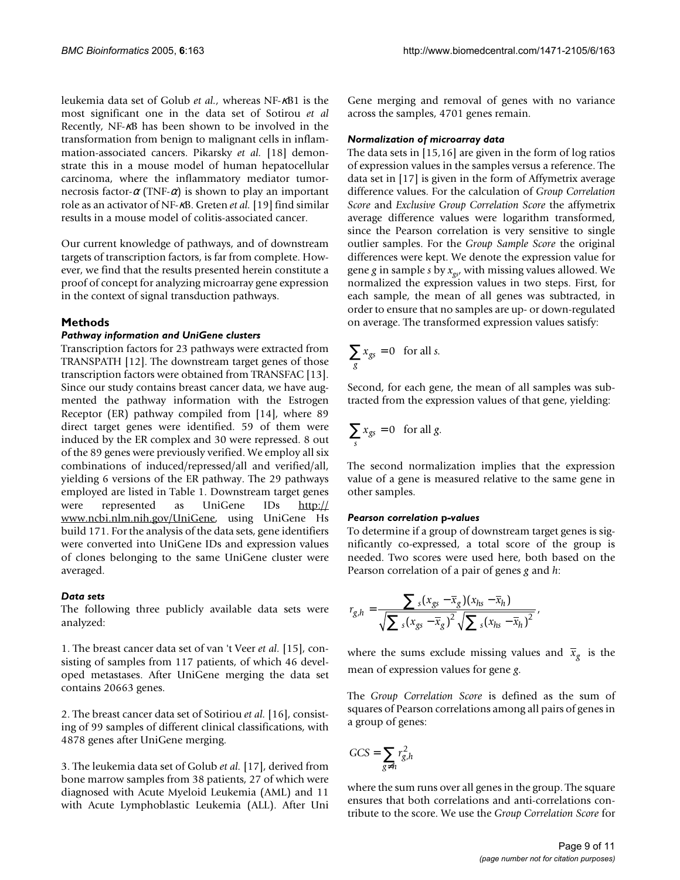leukemia data set of Golub *et al.*, whereas NF-κB1 is the most significant one in the data set of Sotirou *et al* Recently, NF-κB has been shown to be involved in the transformation from benign to malignant cells in inflammation-associated cancers. Pikarsky *et al.* [18] demonstrate this in a mouse model of human hepatocellular carcinoma, where the inflammatory mediator tumor-necrosis factor-α (TNF-α) is shown to play an important role as an activator of NF-κB. Greten *et al.* [19] find similar results in a mouse model of colitis-associated cancer.

Our current knowledge of pathways, and of downstream targets of transcription factors, is far from complete. However, we find that the results presented herein constitute a proof of concept for analyzing microarray gene expression in the context of signal transduction pathways.

## Methods

### Pathway information and UniGene clusters

Transcription factors for 23 pathways were extracted from TRANSPATH [12]. The downstream target genes of those transcription factors were obtained from TRANSFAC [13]. Since our study contains breast cancer data, we have augmented the pathway information with the Estrogen Receptor (ER) pathway compiled from [14], where 89 direct target genes were identified. 59 of them were induced by the ER complex and 30 were repressed. 8 out of the 89 genes were previously verified. We employ all six combinations of induced/repressed/all and verified/all, yielding 6 versions of the ER pathway. The 29 pathways employed are listed in Table 1. Downstream target genes were represented as UniGene IDs http://www.ncbi.nlm.nih.gov/UniGene, using UniGene Hs build 171. For the analysis of the data sets, gene identifiers were converted into UniGene IDs and expression values of clones belonging to the same UniGene cluster were averaged.

### Data sets

The following three publicly available data sets were analyzed:

1. The breast cancer data set of van 't Veer *et al.* [15], consisting of samples from 117 patients, of which 46 developed metastases. After UniGene merging the data set contains 20663 genes.

2. The breast cancer data set of Sotiriou *et al.* [16], consisting of 99 samples of different clinical classifications, with 4878 genes after UniGene merging.

3. The leukemia data set of Golub *et al.* [17], derived from bone marrow samples from 38 patients, 27 of which were diagnosed with Acute Myeloid Leukemia (AML) and 11 with Acute Lymphoblastic Leukemia (ALL). After Uni Gene merging and removal of genes with no variance across the samples, 4701 genes remain.

### Normalization of microarray data

The data sets in [15,16] are given in the form of log ratios of expression values in the samples versus a reference. The data set in [17] is given in the form of Affymetrix average difference values. For the calculation of *Group Correlation Score* and *Exclusive Group Correlation Score* the affymetrix average difference values were logarithm transformed, since the Pearson correlation is very sensitive to single outlier samples. For the *Group Sample Score* the original differences were kept. We denote the expression value for gene $g$ in sample $s$ by $x_{gs}$, with missing values allowed. We normalized the expression values in two steps. First, for each sample, the mean of all genes was subtracted, in order to ensure that no samples are up- or down-regulated on average. The transformed expression values satisfy:

$$\sum_g x_{gs} = 0 \quad \text{for all } s.$$

Second, for each gene, the mean of all samples was subtracted from the expression values of that gene, yielding:

$$\sum_s x_{gs} = 0 \quad \text{for all } g.$$

The second normalization implies that the expression value of a gene is measured relative to the same gene in other samples.

### Pearson correlation p-values

To determine if a group of downstream target genes is significantly co-expressed, a total score of the group is needed. Two scores were used here, both based on the Pearson correlation of a pair of genes $g$ and $h$:

$$r_{g,h} = \frac{\sum_s (x_{gs} - \bar{x}_g)(x_{hs} - \bar{x}_h)}{\sqrt{\sum_s (x_{gs} - \bar{x}_g)^2} \sqrt{\sum_s (x_{hs} - \bar{x}_h)^2}},$$

where the sums exclude missing values and $\bar{x}_g$ is the mean of expression values for gene $g$.

The *Group Correlation Score* is defined as the sum of squares of Pearson correlations among all pairs of genes in a group of genes:

$$GCS = \sum_{g \neq h} r_{g,h}^2$$

where the sum runs over all genes in the group. The square ensures that both correlations and anti-correlations contribute to the score. We use the *Group Correlation Score* for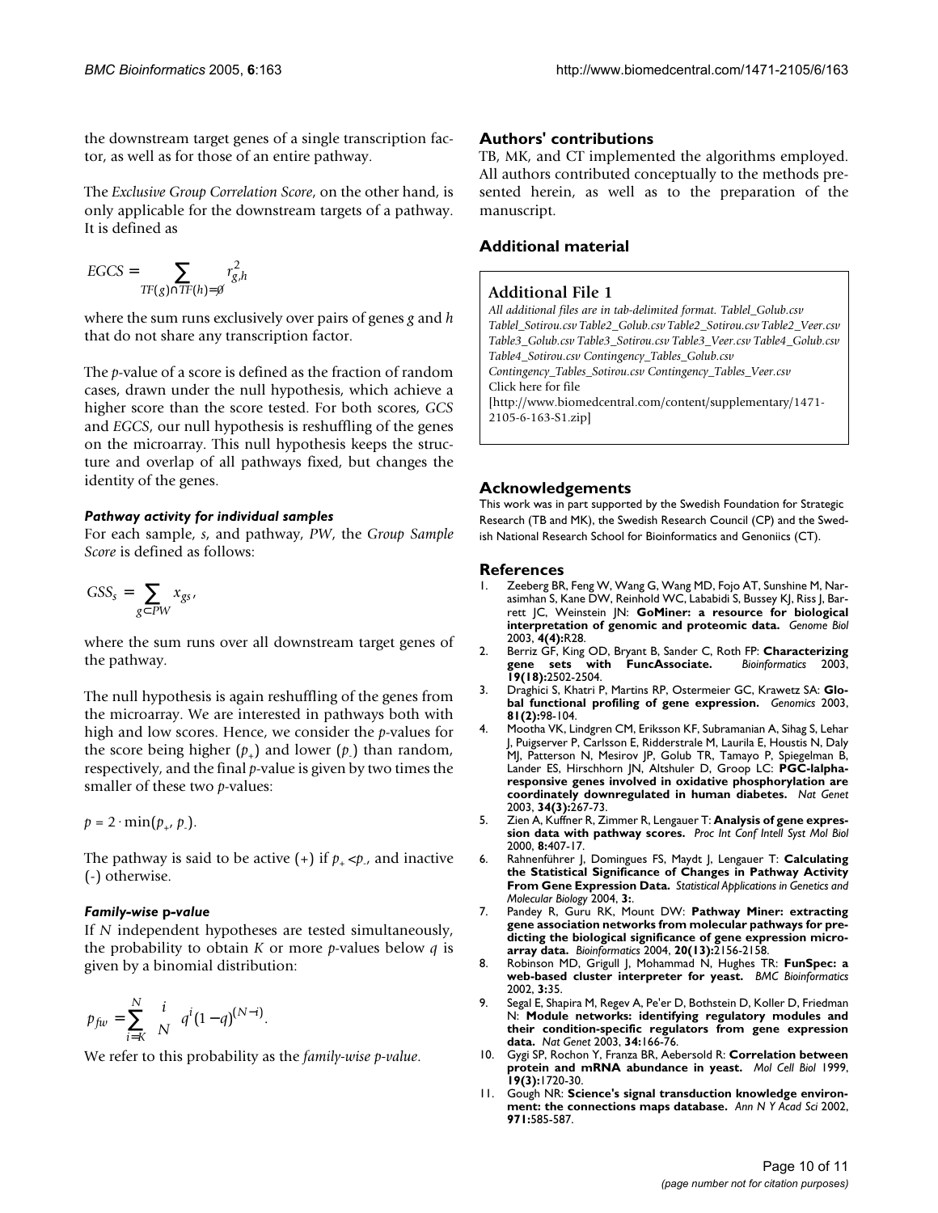the downstream target genes of a single transcription factor, as well as for those of an entire pathway.

The *Exclusive Group Correlation Score*, on the other hand, is only applicable for the downstream targets of a pathway. It is defined as

$$EGCS = \sum_{TF(g)\cap TF(h)=\emptyset} r_{g,h}^2$$

where the sum runs exclusively over pairs of genes $g$ and $h$ that do not share any transcription factor.

The $p$-value of a score is defined as the fraction of random cases, drawn under the null hypothesis, which achieve a higher score than the score tested. For both scores, *GCS* and *EGCS*, our null hypothesis is reshuffling of the genes on the microarray. This null hypothesis keeps the structure and overlap of all pathways fixed, but changes the identity of the genes.

#### *Pathway activity for individual samples*

For each sample, $s$, and pathway, $PW$, the *Group Sample Score* is defined as follows:

$$GSS_s = \sum_{g\subset PW} x_{gs},$$

where the sum runs over all downstream target genes of the pathway.

The null hypothesis is again reshuffling of the genes from the microarray. We are interested in pathways both with high and low scores. Hence, we consider the $p$-values for the score being higher ($p_+$) and lower ($p_-$) than random, respectively, and the final $p$-value is given by two times the smaller of these two $p$-values:

$$p = 2 \cdot \min(p_+, p_-).$$

The pathway is said to be active (+) if $p_+ < p_-$, and inactive (-) otherwise.

#### *Family-wise p-value*

If $N$ independent hypotheses are tested simultaneously, the probability to obtain $K$ or more $p$-values below $q$ is given by a binomial distribution:

$$p_{fw} = \sum_{i=K}^{N} \binom{i}{N} q^i (1-q)^{(N-i)}.$$

We refer to this probability as the *family-wise p-value*.

## Authors' contributions

TB, MK, and CT implemented the algorithms employed. All authors contributed conceptually to the methods presented herein, as well as to the preparation of the manuscript.

## Additional material

### Additional File 1

*All additional files are in tab-delimited format. Tablel_Golub.csv Tablel_Sotirou.csv Table2_Golub.csv Table2_Sotirou.csv Table2_Veer.csv Table3_Golub.csv Table3_Sotirou.csv Table3_Veer.csv Table4_Golub.csv Table4_Sotirou.csv Contingency_Tables_Golub.csv Contingency_Tables_Sotirou.csv Contingency_Tables_Veer.csv*
Click here for file
[http://www.biomedcentral.com/content/supplementary/1471-2105-6-163-S1.zip]

## Acknowledgements

This work was in part supported by the Swedish Foundation for Strategic Research (TB and MK), the Swedish Research Council (CP) and the Swedish National Research School for Bioinformatics and Genoniics (CT).

## References

1. Zeeberg BR, Feng W, Wang G, Wang MD, Fojo AT, Sunshine M, Narasimhan S, Kane DW, Reinhold WC, Lababidi S, Bussey KJ, Riss J, Barrett JC, Weinstein JN: **GoMiner: a resource for biological interpretation of genomic and proteomic data.** *Genome Biol* 2003, **4(4):**R28.
2. Berriz GF, King OD, Bryant B, Sander C, Roth FP: **Characterizing gene sets with FuncAssociate.** *Bioinformatics* 2003, **19(18):**2502-2504.
3. Draghici S, Khatri P, Martins RP, Ostermeier GC, Krawetz SA: **Global functional profiling of gene expression.** *Genomics* 2003, **81(2):**98-104.
4. Mootha VK, Lindgren CM, Eriksson KF, Subramanian A, Sihag S, Lehar J, Puigserver P, Carlsson E, Ridderstrale M, Laurila E, Houstis N, Daly MJ, Patterson N, Mesirov JP, Golub TR, Tamayo P, Spiegelman B, Lander ES, Hirschhorn JN, Altshuler D, Groop LC: **PGC-lalpha-responsive genes involved in oxidative phosphorylation are coordinately downregulated in human diabetes.** *Nat Genet* 2003, **34(3):**267-73.
5. Zien A, Kuffner R, Zimmer R, Lengauer T: **Analysis of gene expression data with pathway scores.** *Proc Int Conf Intell Syst Mol Biol* 2000, **8:**407-17.
6. Rahnenführer J, Domingues FS, Maydt J, Lengauer T: **Calculating the Statistical Significance of Changes in Pathway Activity From Gene Expression Data.** *Statistical Applications in Genetics and Molecular Biology* 2004, **3:**.
7. Pandey R, Guru RK, Mount DW: **Pathway Miner: extracting gene association networks from molecular pathways for predicting the biological significance of gene expression microarray data.** *Bioinformatics* 2004, **20(13):**2156-2158.
8. Robinson MD, Grigull J, Mohammad N, Hughes TR: **FunSpec: a web-based cluster interpreter for yeast.** *BMC Bioinformatics* 2002, **3:**35.
9. Segal E, Shapira M, Regev A, Pe'er D, Bothstein D, Koller D, Friedman N: **Module networks: identifying regulatory modules and their condition-specific regulators from gene expression data.** *Nat Genet* 2003, **34:**166-76.
10. Gygi SP, Rochon Y, Franza BR, Aebersold R: **Correlation between protein and mRNA abundance in yeast.** *Mol Cell Biol* 1999, **19(3):**1720-30.
11. Gough NR: **Science's signal transduction knowledge environment: the connections maps database.** *Ann N Y Acad Sci* 2002, **971:**585-587.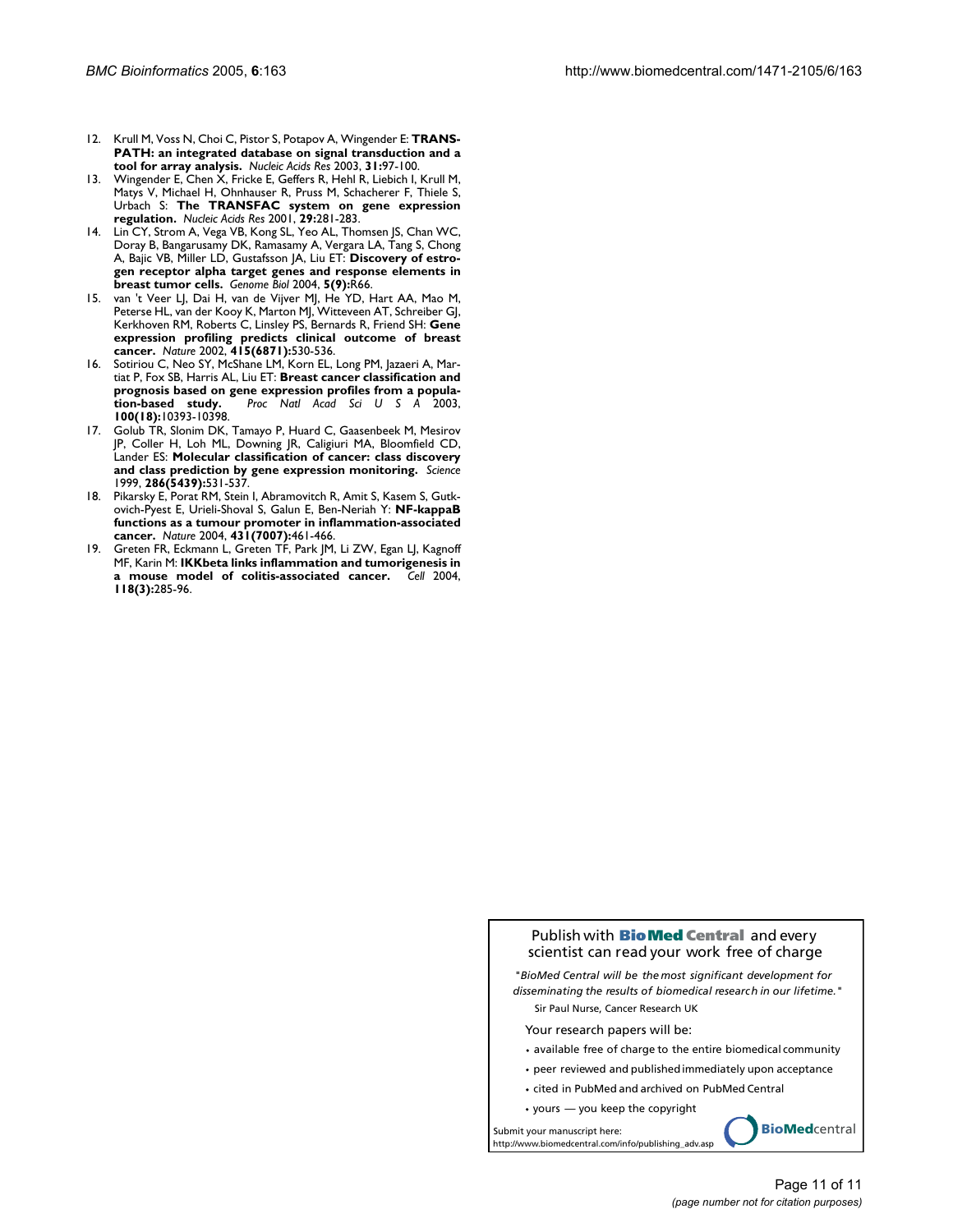12. Krull M, Voss N, Choi C, Pistor S, Potapov A, Wingender E: **TRANSPATH: an integrated database on signal transduction and a tool for array analysis.** *Nucleic Acids Res* 2003, **31:**97-100.
13. Wingender E, Chen X, Fricke E, Geffers R, Hehl R, Liebich I, Krull M, Matys V, Michael H, Ohnhauser R, Pruss M, Schacherer F, Thiele S, Urbach S: **The TRANSFAC system on gene expression regulation.** *Nucleic Acids Res* 2001, **29:**281-283.
14. Lin CY, Strom A, Vega VB, Kong SL, Yeo AL, Thomsen JS, Chan WC, Doray B, Bangarusamy DK, Ramasamy A, Vergara LA, Tang S, Chong A, Bajic VB, Miller LD, Gustafsson JA, Liu ET: **Discovery of estrogen receptor alpha target genes and response elements in breast tumor cells.** *Genome Biol* 2004, **5(9):**R66.
15. van 't Veer LJ, Dai H, van de Vijver MJ, He YD, Hart AA, Mao M, Peterse HL, van der Kooy K, Marton MJ, Witteveen AT, Schreiber GJ, Kerkhoven RM, Roberts C, Linsley PS, Bernards R, Friend SH: **Gene expression profiling predicts clinical outcome of breast cancer.** *Nature* 2002, **415(6871):**530-536.
16. Sotiriou C, Neo SY, McShane LM, Korn EL, Long PM, Jazaeri A, Martiat P, Fox SB, Harris AL, Liu ET: **Breast cancer classification and prognosis based on gene expression profiles from a population-based study.** *Proc Natl Acad Sci U S A* 2003, **100(18):**10393-10398.
17. Golub TR, Slonim DK, Tamayo P, Huard C, Gaasenbeek M, Mesirov JP, Coller H, Loh ML, Downing JR, Caligiuri MA, Bloomfield CD, Lander ES: **Molecular classification of cancer: class discovery and class prediction by gene expression monitoring.** *Science* 1999, **286(5439):**531-537.
18. Pikarsky E, Porat RM, Stein I, Abramovitch R, Amit S, Kasem S, Gutkovich-Pyest E, Urieli-Shoval S, Galun E, Ben-Neriah Y: **NF-kappaB functions as a tumour promoter in inflammation-associated cancer.** *Nature* 2004, **431(7007):**461-466.
19. Greten FR, Eckmann L, Greten TF, Park JM, Li ZW, Egan LJ, Kagnoff MF, Karin M: **IKKbeta links inflammation and tumorigenesis in a mouse model of colitis-associated cancer.** *Cell* 2004, **118(3):**285-96.

Publish with **BioMed Central** and every scientist can read your work free of charge

*"BioMed Central will be the most significant development for disseminating the results of biomedical research in our lifetime."*

Sir Paul Nurse, Cancer Research UK

Your research papers will be:

- available free of charge to the entire biomedical community
- peer reviewed and published immediately upon acceptance
- cited in PubMed and archived on PubMed Central
- yours — you keep the copyright

Submit your manuscript here:
http://www.biomedcentral.com/info/publishing_adv.asp

**BioMed**central